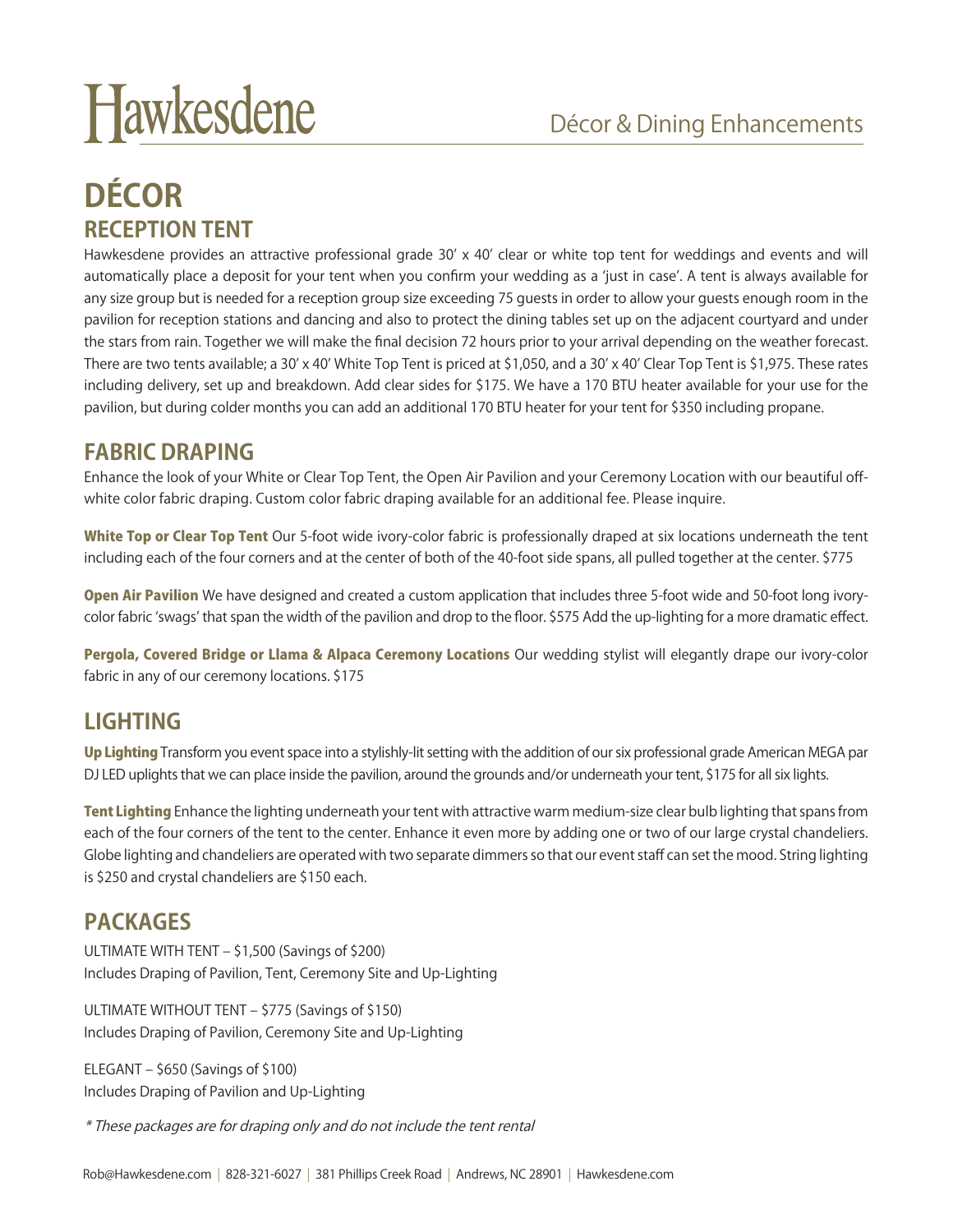# Hawkesdene

Décor & Dining Enhancements

# DÉCOR

## RECEPTION TENT

Hawkesdene provides an attractive professional grade 30′ x 40′ clear or white top tent for weddings and events and will automatically place a deposit for your tent when you confirm your wedding as a 'just in case'. A tent is always available for any size group but is needed for a reception group size exceeding 75 guests in order to allow your guests enough room in the pavilion for reception stations and dancing and also to protect the dining tables set up on the adjacent courtyard and under the stars from rain. Together we will make the final decision 72 hours prior to your arrival depending on the weather forecast. There are two tents available; a 30′ x 40′ White Top Tent is priced at $1,050, and a 30′ x 40′ Clear Top Tent is $1,975. These rates including delivery, set up and breakdown. Add clear sides for $175. We have a 170 BTU heater available for your use for the pavilion, but during colder months you can add an additional 170 BTU heater for your tent for $350 including propane.

## FABRIC DRAPING

Enhance the look of your White or Clear Top Tent, the Open Air Pavilion and your Ceremony Location with our beautiful off-white color fabric draping. Custom color fabric draping available for an additional fee. Please inquire.

**White Top or Clear Top Tent** Our 5-foot wide ivory-color fabric is professionally draped at six locations underneath the tent including each of the four corners and at the center of both of the 40-foot side spans, all pulled together at the center. $775

**Open Air Pavilion** We have designed and created a custom application that includes three 5-foot wide and 50-foot long ivory-color fabric 'swags' that span the width of the pavilion and drop to the floor. $575 Add the up-lighting for a more dramatic effect.

**Pergola, Covered Bridge or Llama & Alpaca Ceremony Locations** Our wedding stylist will elegantly drape our ivory-color fabric in any of our ceremony locations. $175

## LIGHTING

**Up Lighting** Transform you event space into a stylishly-lit setting with the addition of our six professional grade American MEGA par DJ LED uplights that we can place inside the pavilion, around the grounds and/or underneath your tent, $175 for all six lights.

**Tent Lighting** Enhance the lighting underneath your tent with attractive warm medium-size clear bulb lighting that spans from each of the four corners of the tent to the center. Enhance it even more by adding one or two of our large crystal chandeliers. Globe lighting and chandeliers are operated with two separate dimmers so that our event staff can set the mood. String lighting is $250 and crystal chandeliers are $150 each.

## PACKAGES

ULTIMATE WITH TENT – $1,500 (Savings of $200)
Includes Draping of Pavilion, Tent, Ceremony Site and Up-Lighting

ULTIMATE WITHOUT TENT – $775 (Savings of $150)
Includes Draping of Pavilion, Ceremony Site and Up-Lighting

ELEGANT – $650 (Savings of $100)
Includes Draping of Pavilion and Up-Lighting

*\* These packages are for draping only and do not include the tent rental*

Rob@Hawkesdene.com | 828-321-6027 | 381 Phillips Creek Road | Andrews, NC 28901 | Hawkesdene.com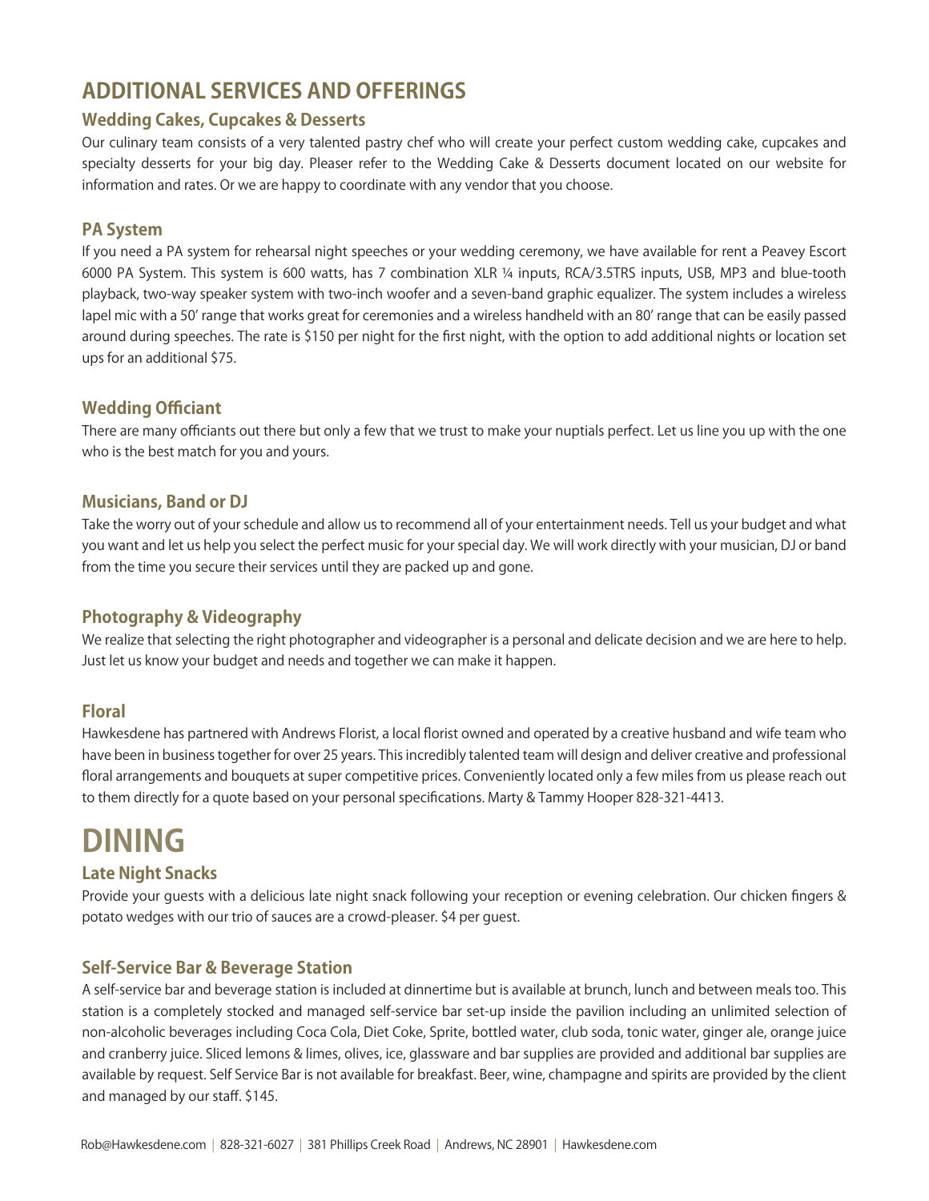## ADDITIONAL SERVICES AND OFFERINGS

### Wedding Cakes, Cupcakes & Desserts

Our culinary team consists of a very talented pastry chef who will create your perfect custom wedding cake, cupcakes and specialty desserts for your big day. Pleaser refer to the Wedding Cake & Desserts document located on our website for information and rates. Or we are happy to coordinate with any vendor that you choose.

### PA System

If you need a PA system for rehearsal night speeches or your wedding ceremony, we have available for rent a Peavey Escort 6000 PA System. This system is 600 watts, has 7 combination XLR ¼ inputs, RCA/3.5TRS inputs, USB, MP3 and blue-tooth playback, two-way speaker system with two-inch woofer and a seven-band graphic equalizer. The system includes a wireless lapel mic with a 50' range that works great for ceremonies and a wireless handheld with an 80' range that can be easily passed around during speeches. The rate is $150 per night for the first night, with the option to add additional nights or location set ups for an additional $75.

### Wedding Officiant

There are many officiants out there but only a few that we trust to make your nuptials perfect. Let us line you up with the one who is the best match for you and yours.

### Musicians, Band or DJ

Take the worry out of your schedule and allow us to recommend all of your entertainment needs. Tell us your budget and what you want and let us help you select the perfect music for your special day. We will work directly with your musician, DJ or band from the time you secure their services until they are packed up and gone.

### Photography & Videography

We realize that selecting the right photographer and videographer is a personal and delicate decision and we are here to help. Just let us know your budget and needs and together we can make it happen.

### Floral

Hawkesdene has partnered with Andrews Florist, a local florist owned and operated by a creative husband and wife team who have been in business together for over 25 years. This incredibly talented team will design and deliver creative and professional floral arrangements and bouquets at super competitive prices. Conveniently located only a few miles from us please reach out to them directly for a quote based on your personal specifications. Marty & Tammy Hooper 828-321-4413.

# DINING

### Late Night Snacks

Provide your guests with a delicious late night snack following your reception or evening celebration. Our chicken fingers & potato wedges with our trio of sauces are a crowd-pleaser. $4 per guest.

### Self-Service Bar & Beverage Station

A self-service bar and beverage station is included at dinnertime but is available at brunch, lunch and between meals too. This station is a completely stocked and managed self-service bar set-up inside the pavilion including an unlimited selection of non-alcoholic beverages including Coca Cola, Diet Coke, Sprite, bottled water, club soda, tonic water, ginger ale, orange juice and cranberry juice. Sliced lemons & limes, olives, ice, glassware and bar supplies are provided and additional bar supplies are available by request. Self Service Bar is not available for breakfast. Beer, wine, champagne and spirits are provided by the client and managed by our staff. $145.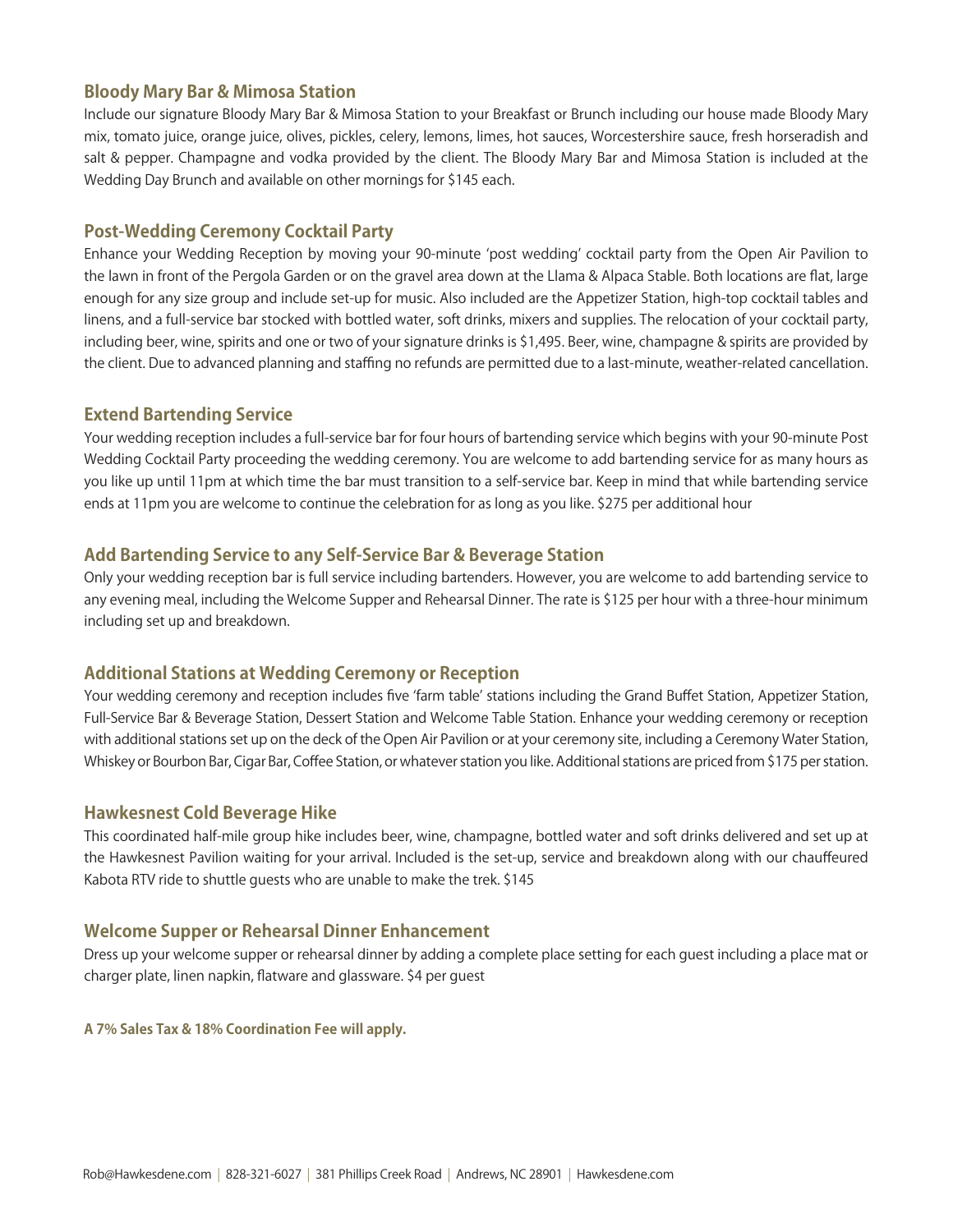## Bloody Mary Bar & Mimosa Station

Include our signature Bloody Mary Bar & Mimosa Station to your Breakfast or Brunch including our house made Bloody Mary mix, tomato juice, orange juice, olives, pickles, celery, lemons, limes, hot sauces, Worcestershire sauce, fresh horseradish and salt & pepper. Champagne and vodka provided by the client. The Bloody Mary Bar and Mimosa Station is included at the Wedding Day Brunch and available on other mornings for $145 each.

## Post-Wedding Ceremony Cocktail Party

Enhance your Wedding Reception by moving your 90-minute 'post wedding' cocktail party from the Open Air Pavilion to the lawn in front of the Pergola Garden or on the gravel area down at the Llama & Alpaca Stable. Both locations are flat, large enough for any size group and include set-up for music. Also included are the Appetizer Station, high-top cocktail tables and linens, and a full-service bar stocked with bottled water, soft drinks, mixers and supplies. The relocation of your cocktail party, including beer, wine, spirits and one or two of your signature drinks is $1,495. Beer, wine, champagne & spirits are provided by the client. Due to advanced planning and staffing no refunds are permitted due to a last-minute, weather-related cancellation.

## Extend Bartending Service

Your wedding reception includes a full-service bar for four hours of bartending service which begins with your 90-minute Post Wedding Cocktail Party proceeding the wedding ceremony. You are welcome to add bartending service for as many hours as you like up until 11pm at which time the bar must transition to a self-service bar. Keep in mind that while bartending service ends at 11pm you are welcome to continue the celebration for as long as you like. $275 per additional hour

## Add Bartending Service to any Self-Service Bar & Beverage Station

Only your wedding reception bar is full service including bartenders. However, you are welcome to add bartending service to any evening meal, including the Welcome Supper and Rehearsal Dinner. The rate is $125 per hour with a three-hour minimum including set up and breakdown.

## Additional Stations at Wedding Ceremony or Reception

Your wedding ceremony and reception includes five 'farm table' stations including the Grand Buffet Station, Appetizer Station, Full-Service Bar & Beverage Station, Dessert Station and Welcome Table Station. Enhance your wedding ceremony or reception with additional stations set up on the deck of the Open Air Pavilion or at your ceremony site, including a Ceremony Water Station, Whiskey or Bourbon Bar, Cigar Bar, Coffee Station, or whatever station you like. Additional stations are priced from $175 per station.

## Hawkesnest Cold Beverage Hike

This coordinated half-mile group hike includes beer, wine, champagne, bottled water and soft drinks delivered and set up at the Hawkesnest Pavilion waiting for your arrival. Included is the set-up, service and breakdown along with our chauffeured Kabota RTV ride to shuttle guests who are unable to make the trek. $145

## Welcome Supper or Rehearsal Dinner Enhancement

Dress up your welcome supper or rehearsal dinner by adding a complete place setting for each guest including a place mat or charger plate, linen napkin, flatware and glassware. $4 per guest

**A 7% Sales Tax & 18% Coordination Fee will apply.**

Rob@Hawkesdene.com | 828-321-6027 | 381 Phillips Creek Road | Andrews, NC 28901 | Hawkesdene.com